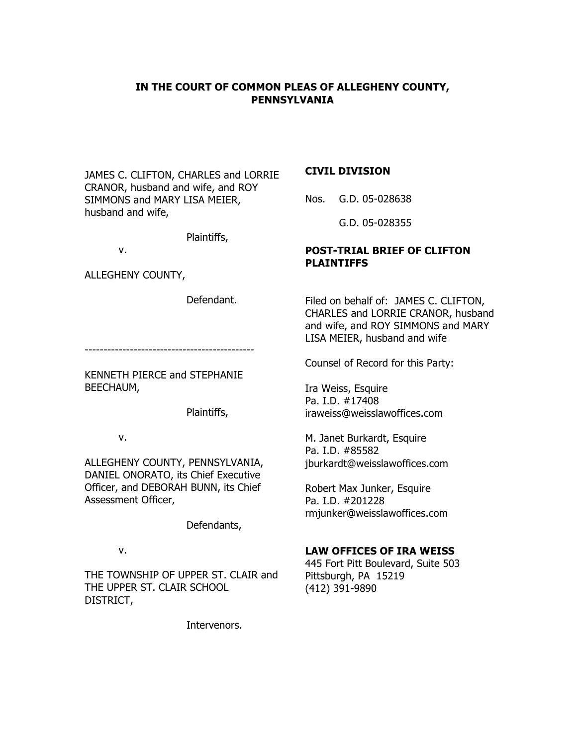**IN THE COURT OF COMMON PLEAS OF ALLEGHENY COUNTY, PENNSYLVANIA**

JAMES C. CLIFTON, CHARLES and LORRIE CRANOR, husband and wife, and ROY SIMMONS and MARY LISA MEIER, husband and wife,

Plaintiffs,

v.

ALLEGHENY COUNTY,

Defendant.

---------------------------------------------

KENNETH PIERCE and STEPHANIE BEECHAUM,

Plaintiffs,

v.

ALLEGHENY COUNTY, PENNSYLVANIA, DANIEL ONORATO, its Chief Executive Officer, and DEBORAH BUNN, its Chief Assessment Officer,

Defendants,

v.

THE TOWNSHIP OF UPPER ST. CLAIR and THE UPPER ST. CLAIR SCHOOL DISTRICT,

Intervenors.

**CIVIL DIVISION**

Nos. G.D. 05-028638

G.D. 05-028355

**POST-TRIAL BRIEF OF CLIFTON PLAINTIFFS**

Filed on behalf of: JAMES C. CLIFTON, CHARLES and LORRIE CRANOR, husband and wife, and ROY SIMMONS and MARY LISA MEIER, husband and wife

Counsel of Record for this Party:

Ira Weiss, Esquire
Pa. I.D. #17408
iraweiss@weisslawoffices.com

M. Janet Burkardt, Esquire
Pa. I.D. #85582
jburkardt@weisslawoffices.com

Robert Max Junker, Esquire
Pa. I.D. #201228
rmjunker@weisslawoffices.com

**LAW OFFICES OF IRA WEISS**
445 Fort Pitt Boulevard, Suite 503
Pittsburgh, PA 15219
(412) 391-9890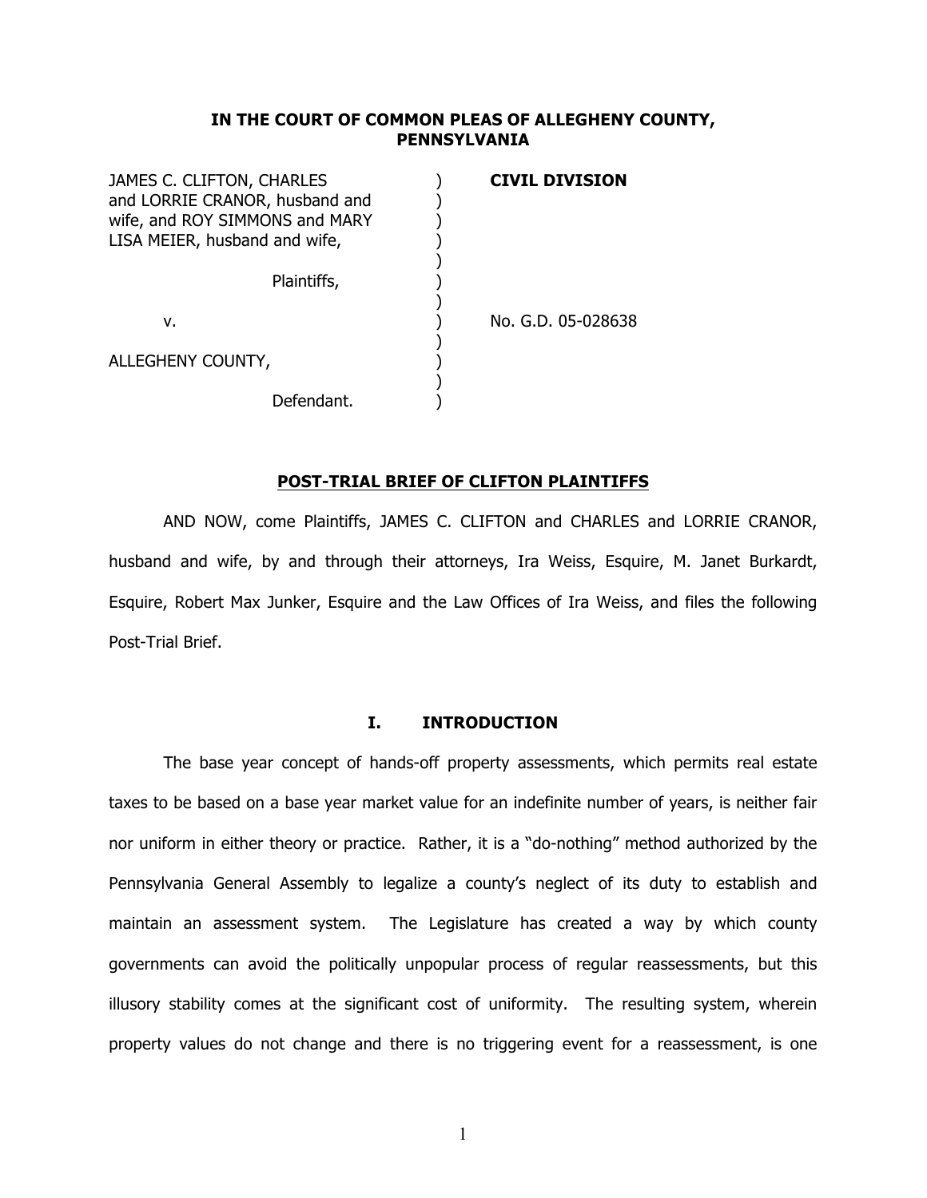**IN THE COURT OF COMMON PLEAS OF ALLEGHENY COUNTY, PENNSYLVANIA**

| | | |
|---|---|---|
| JAMES C. CLIFTON, CHARLES and LORRIE CRANOR, husband and wife, and ROY SIMMONS and MARY LISA MEIER, husband and wife, | ) | **CIVIL DIVISION** |
| Plaintiffs, | ) | |
| v. | ) | No. G.D. 05-028638 |
| ALLEGHENY COUNTY, | ) | |
| Defendant. | ) | |

**POST-TRIAL BRIEF OF CLIFTON PLAINTIFFS**

AND NOW, come Plaintiffs, JAMES C. CLIFTON and CHARLES and LORRIE CRANOR, husband and wife, by and through their attorneys, Ira Weiss, Esquire, M. Janet Burkardt, Esquire, Robert Max Junker, Esquire and the Law Offices of Ira Weiss, and files the following Post-Trial Brief.

## I. INTRODUCTION

The base year concept of hands-off property assessments, which permits real estate taxes to be based on a base year market value for an indefinite number of years, is neither fair nor uniform in either theory or practice. Rather, it is a "do-nothing" method authorized by the Pennsylvania General Assembly to legalize a county's neglect of its duty to establish and maintain an assessment system. The Legislature has created a way by which county governments can avoid the politically unpopular process of regular reassessments, but this illusory stability comes at the significant cost of uniformity. The resulting system, wherein property values do not change and there is no triggering event for a reassessment, is one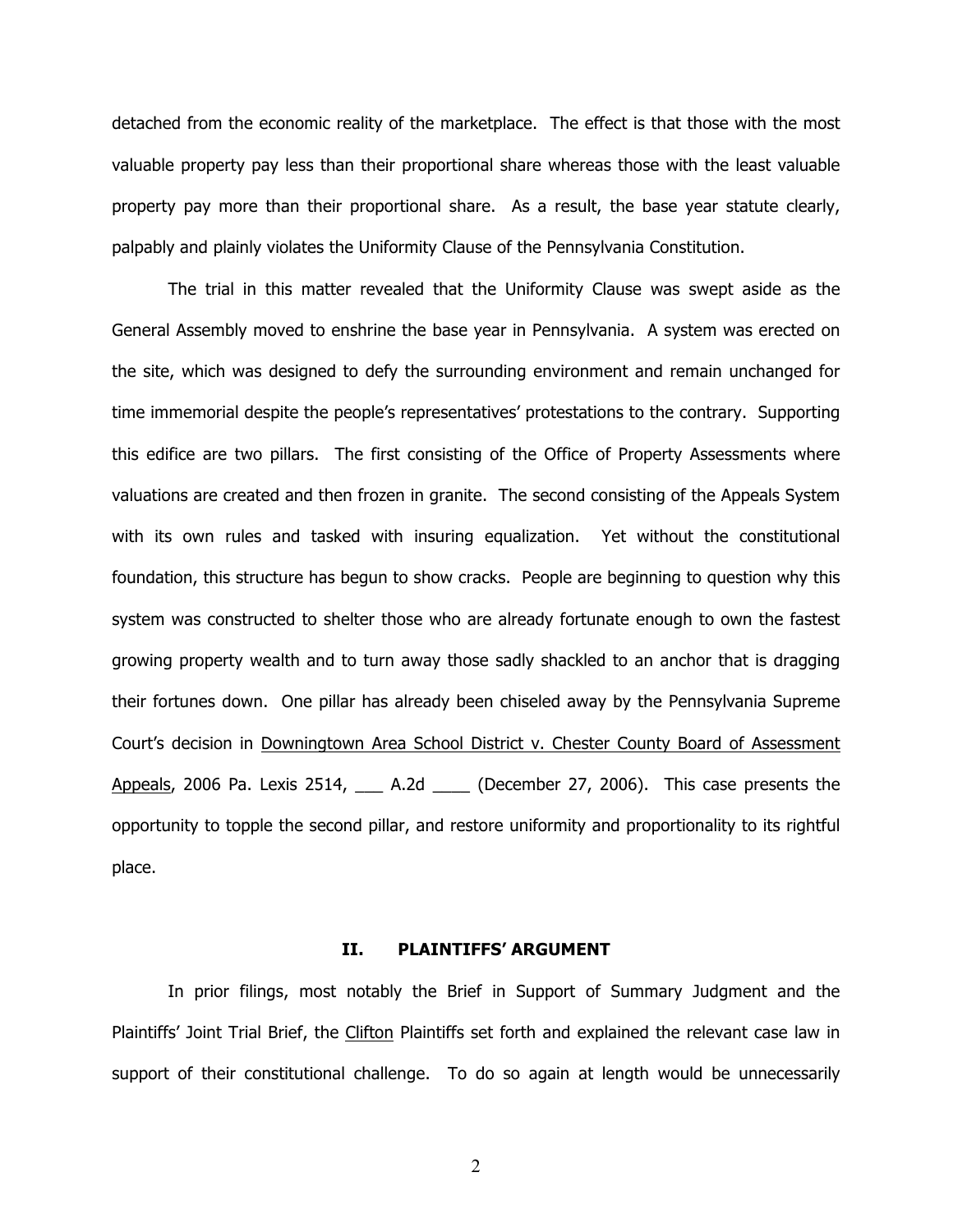detached from the economic reality of the marketplace. The effect is that those with the most valuable property pay less than their proportional share whereas those with the least valuable property pay more than their proportional share. As a result, the base year statute clearly, palpably and plainly violates the Uniformity Clause of the Pennsylvania Constitution.

The trial in this matter revealed that the Uniformity Clause was swept aside as the General Assembly moved to enshrine the base year in Pennsylvania. A system was erected on the site, which was designed to defy the surrounding environment and remain unchanged for time immemorial despite the people's representatives' protestations to the contrary. Supporting this edifice are two pillars. The first consisting of the Office of Property Assessments where valuations are created and then frozen in granite. The second consisting of the Appeals System with its own rules and tasked with insuring equalization. Yet without the constitutional foundation, this structure has begun to show cracks. People are beginning to question why this system was constructed to shelter those who are already fortunate enough to own the fastest growing property wealth and to turn away those sadly shackled to an anchor that is dragging their fortunes down. One pillar has already been chiseled away by the Pennsylvania Supreme Court's decision in Downingtown Area School District v. Chester County Board of Assessment Appeals, 2006 Pa. Lexis 2514, ___ A.2d ____ (December 27, 2006). This case presents the opportunity to topple the second pillar, and restore uniformity and proportionality to its rightful place.

## II. PLAINTIFFS' ARGUMENT

In prior filings, most notably the Brief in Support of Summary Judgment and the Plaintiffs' Joint Trial Brief, the Clifton Plaintiffs set forth and explained the relevant case law in support of their constitutional challenge. To do so again at length would be unnecessarily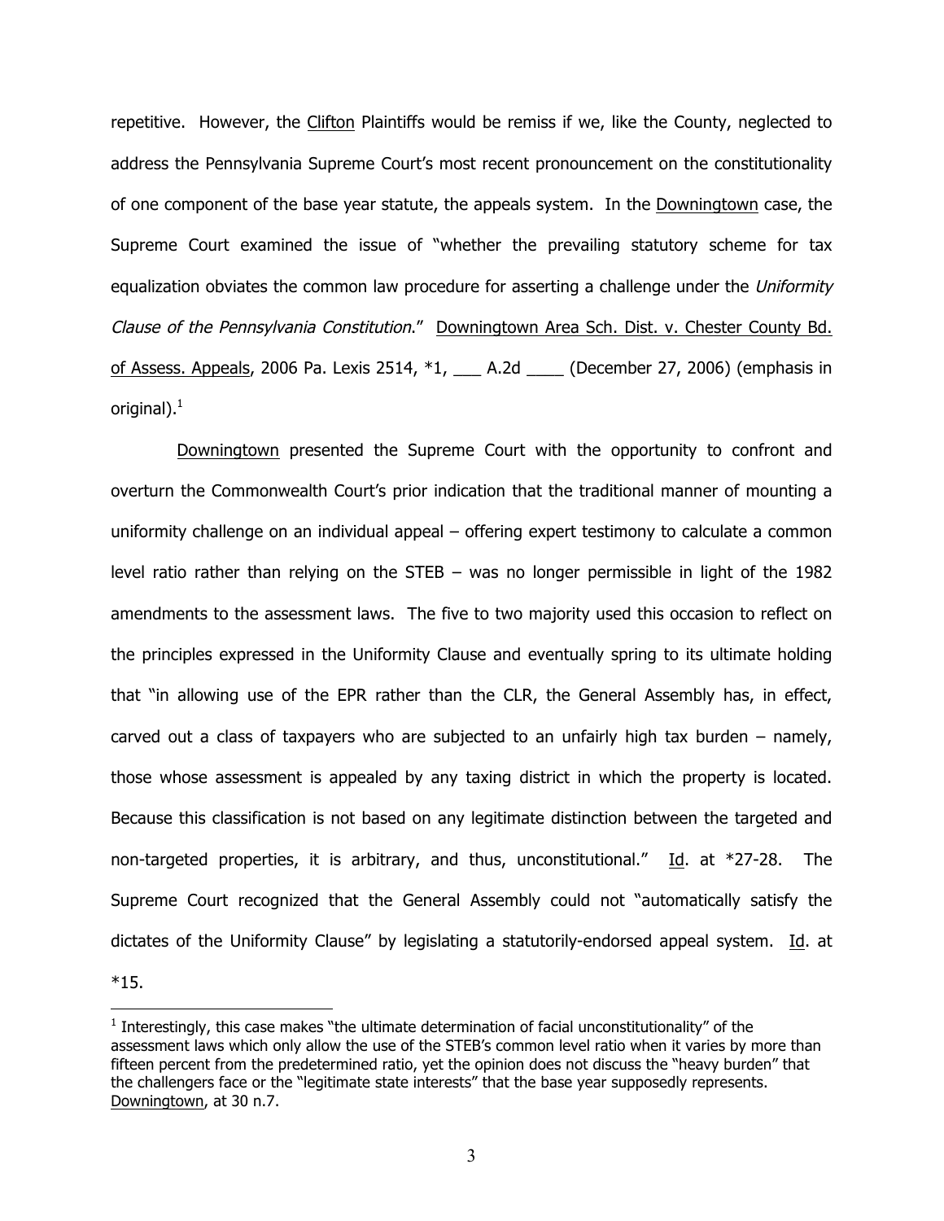repetitive. However, the Clifton Plaintiffs would be remiss if we, like the County, neglected to address the Pennsylvania Supreme Court's most recent pronouncement on the constitutionality of one component of the base year statute, the appeals system. In the Downingtown case, the Supreme Court examined the issue of "whether the prevailing statutory scheme for tax equalization obviates the common law procedure for asserting a challenge under the *Uniformity Clause of the Pennsylvania Constitution*." Downingtown Area Sch. Dist. v. Chester County Bd. of Assess. Appeals, 2006 Pa. Lexis 2514, *1, ___ A.2d ____ (December 27, 2006) (emphasis in original).[1]

Downingtown presented the Supreme Court with the opportunity to confront and overturn the Commonwealth Court's prior indication that the traditional manner of mounting a uniformity challenge on an individual appeal – offering expert testimony to calculate a common level ratio rather than relying on the STEB – was no longer permissible in light of the 1982 amendments to the assessment laws. The five to two majority used this occasion to reflect on the principles expressed in the Uniformity Clause and eventually spring to its ultimate holding that "in allowing use of the EPR rather than the CLR, the General Assembly has, in effect, carved out a class of taxpayers who are subjected to an unfairly high tax burden – namely, those whose assessment is appealed by any taxing district in which the property is located. Because this classification is not based on any legitimate distinction between the targeted and non-targeted properties, it is arbitrary, and thus, unconstitutional." Id. at *27-28. The Supreme Court recognized that the General Assembly could not "automatically satisfy the dictates of the Uniformity Clause" by legislating a statutorily-endorsed appeal system. Id. at *15.

[1] Interestingly, this case makes "the ultimate determination of facial unconstitutionality" of the assessment laws which only allow the use of the STEB's common level ratio when it varies by more than fifteen percent from the predetermined ratio, yet the opinion does not discuss the "heavy burden" that the challengers face or the "legitimate state interests" that the base year supposedly represents. Downingtown, at 30 n.7.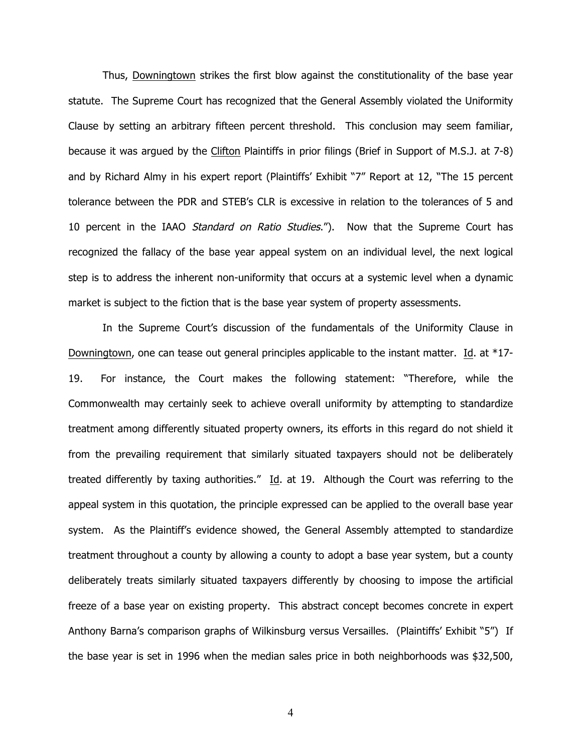Thus, Downingtown strikes the first blow against the constitutionality of the base year statute. The Supreme Court has recognized that the General Assembly violated the Uniformity Clause by setting an arbitrary fifteen percent threshold. This conclusion may seem familiar, because it was argued by the Clifton Plaintiffs in prior filings (Brief in Support of M.S.J. at 7-8) and by Richard Almy in his expert report (Plaintiffs' Exhibit "7" Report at 12, "The 15 percent tolerance between the PDR and STEB's CLR is excessive in relation to the tolerances of 5 and 10 percent in the IAAO *Standard on Ratio Studies*."). Now that the Supreme Court has recognized the fallacy of the base year appeal system on an individual level, the next logical step is to address the inherent non-uniformity that occurs at a systemic level when a dynamic market is subject to the fiction that is the base year system of property assessments.

In the Supreme Court's discussion of the fundamentals of the Uniformity Clause in Downingtown, one can tease out general principles applicable to the instant matter. Id. at *17-19. For instance, the Court makes the following statement: "Therefore, while the Commonwealth may certainly seek to achieve overall uniformity by attempting to standardize treatment among differently situated property owners, its efforts in this regard do not shield it from the prevailing requirement that similarly situated taxpayers should not be deliberately treated differently by taxing authorities." Id. at 19. Although the Court was referring to the appeal system in this quotation, the principle expressed can be applied to the overall base year system. As the Plaintiff's evidence showed, the General Assembly attempted to standardize treatment throughout a county by allowing a county to adopt a base year system, but a county deliberately treats similarly situated taxpayers differently by choosing to impose the artificial freeze of a base year on existing property. This abstract concept becomes concrete in expert Anthony Barna's comparison graphs of Wilkinsburg versus Versailles. (Plaintiffs' Exhibit "5") If the base year is set in 1996 when the median sales price in both neighborhoods was $32,500,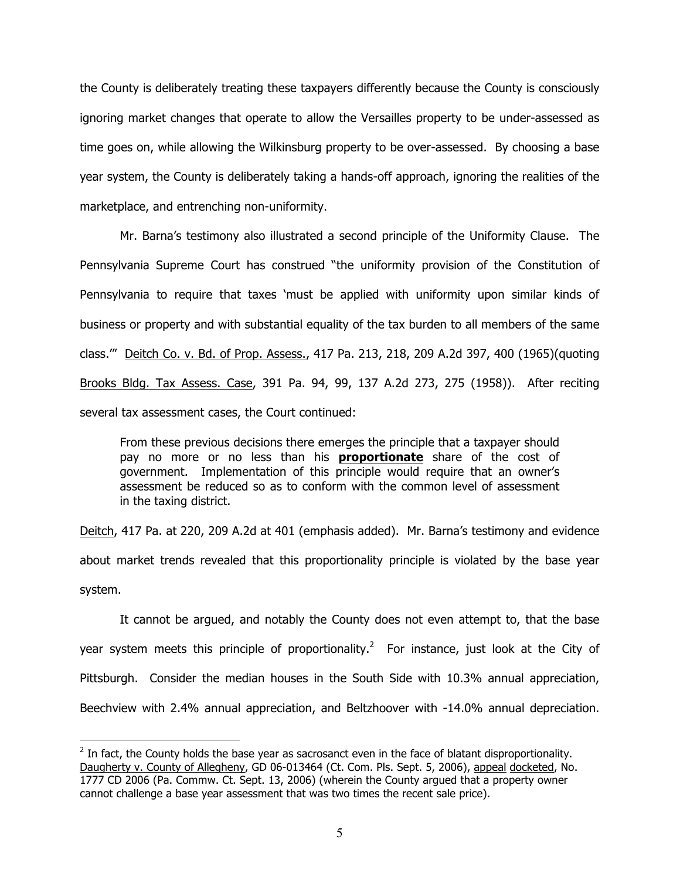the County is deliberately treating these taxpayers differently because the County is consciously ignoring market changes that operate to allow the Versailles property to be under-assessed as time goes on, while allowing the Wilkinsburg property to be over-assessed. By choosing a base year system, the County is deliberately taking a hands-off approach, ignoring the realities of the marketplace, and entrenching non-uniformity.

Mr. Barna's testimony also illustrated a second principle of the Uniformity Clause. The Pennsylvania Supreme Court has construed "the uniformity provision of the Constitution of Pennsylvania to require that taxes 'must be applied with uniformity upon similar kinds of business or property and with substantial equality of the tax burden to all members of the same class.'" Deitch Co. v. Bd. of Prop. Assess., 417 Pa. 213, 218, 209 A.2d 397, 400 (1965)(quoting Brooks Bldg. Tax Assess. Case, 391 Pa. 94, 99, 137 A.2d 273, 275 (1958)). After reciting several tax assessment cases, the Court continued:

> From these previous decisions there emerges the principle that a taxpayer should pay no more or no less than his **proportionate** share of the cost of government. Implementation of this principle would require that an owner's assessment be reduced so as to conform with the common level of assessment in the taxing district.

Deitch, 417 Pa. at 220, 209 A.2d at 401 (emphasis added). Mr. Barna's testimony and evidence about market trends revealed that this proportionality principle is violated by the base year system.

It cannot be argued, and notably the County does not even attempt to, that the base year system meets this principle of proportionality.[2] For instance, just look at the City of Pittsburgh. Consider the median houses in the South Side with 10.3% annual appreciation, Beechview with 2.4% annual appreciation, and Beltzhoover with -14.0% annual depreciation.

---

[2] In fact, the County holds the base year as sacrosanct even in the face of blatant disproportionality. Daugherty v. County of Allegheny, GD 06-013464 (Ct. Com. Pls. Sept. 5, 2006), appeal docketed, No. 1777 CD 2006 (Pa. Commw. Ct. Sept. 13, 2006) (wherein the County argued that a property owner cannot challenge a base year assessment that was two times the recent sale price).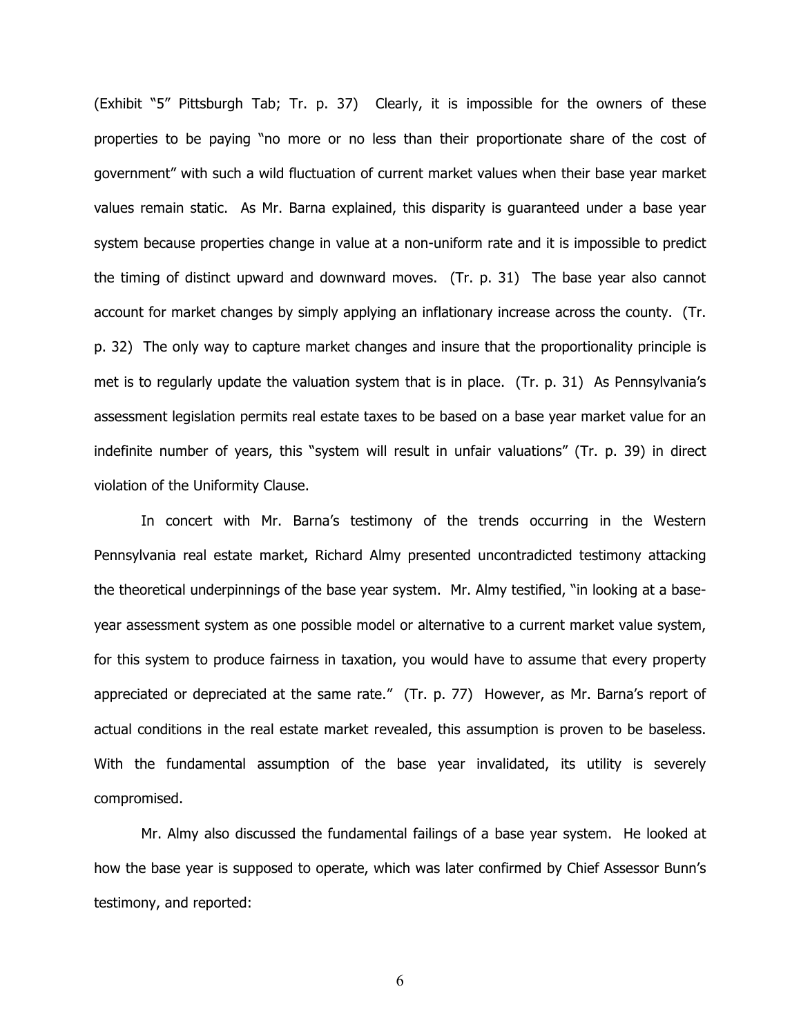(Exhibit "5" Pittsburgh Tab; Tr. p. 37) Clearly, it is impossible for the owners of these properties to be paying "no more or no less than their proportionate share of the cost of government" with such a wild fluctuation of current market values when their base year market values remain static. As Mr. Barna explained, this disparity is guaranteed under a base year system because properties change in value at a non-uniform rate and it is impossible to predict the timing of distinct upward and downward moves. (Tr. p. 31) The base year also cannot account for market changes by simply applying an inflationary increase across the county. (Tr. p. 32) The only way to capture market changes and insure that the proportionality principle is met is to regularly update the valuation system that is in place. (Tr. p. 31) As Pennsylvania's assessment legislation permits real estate taxes to be based on a base year market value for an indefinite number of years, this "system will result in unfair valuations" (Tr. p. 39) in direct violation of the Uniformity Clause.

In concert with Mr. Barna's testimony of the trends occurring in the Western Pennsylvania real estate market, Richard Almy presented uncontradicted testimony attacking the theoretical underpinnings of the base year system. Mr. Almy testified, "in looking at a base-year assessment system as one possible model or alternative to a current market value system, for this system to produce fairness in taxation, you would have to assume that every property appreciated or depreciated at the same rate." (Tr. p. 77) However, as Mr. Barna's report of actual conditions in the real estate market revealed, this assumption is proven to be baseless. With the fundamental assumption of the base year invalidated, its utility is severely compromised.

Mr. Almy also discussed the fundamental failings of a base year system. He looked at how the base year is supposed to operate, which was later confirmed by Chief Assessor Bunn's testimony, and reported: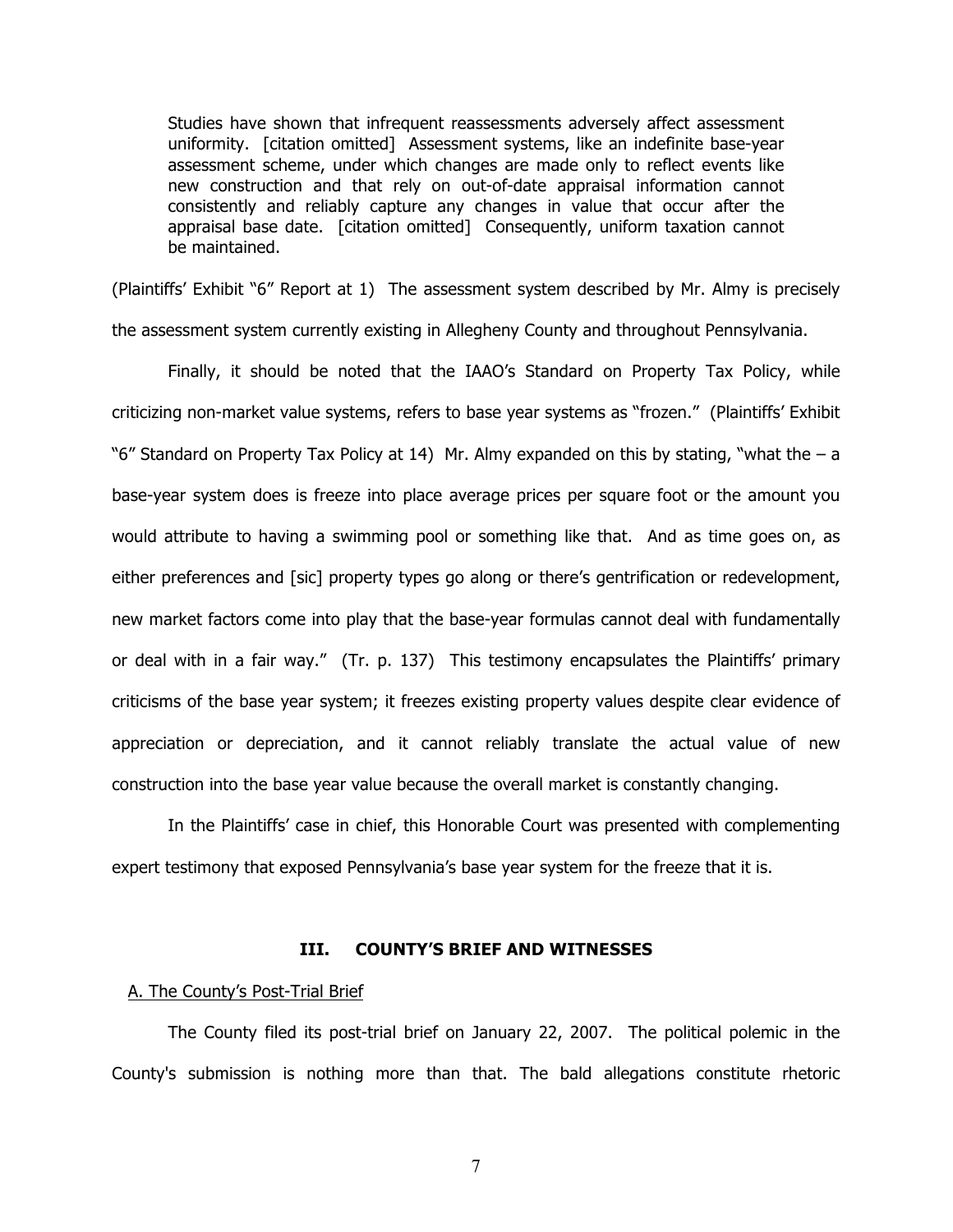> Studies have shown that infrequent reassessments adversely affect assessment uniformity. [citation omitted] Assessment systems, like an indefinite base-year assessment scheme, under which changes are made only to reflect events like new construction and that rely on out-of-date appraisal information cannot consistently and reliably capture any changes in value that occur after the appraisal base date. [citation omitted] Consequently, uniform taxation cannot be maintained.

(Plaintiffs' Exhibit "6" Report at 1) The assessment system described by Mr. Almy is precisely the assessment system currently existing in Allegheny County and throughout Pennsylvania.

Finally, it should be noted that the IAAO's Standard on Property Tax Policy, while criticizing non-market value systems, refers to base year systems as "frozen." (Plaintiffs' Exhibit "6" Standard on Property Tax Policy at 14) Mr. Almy expanded on this by stating, "what the – a base-year system does is freeze into place average prices per square foot or the amount you would attribute to having a swimming pool or something like that. And as time goes on, as either preferences and [sic] property types go along or there's gentrification or redevelopment, new market factors come into play that the base-year formulas cannot deal with fundamentally or deal with in a fair way." (Tr. p. 137) This testimony encapsulates the Plaintiffs' primary criticisms of the base year system; it freezes existing property values despite clear evidence of appreciation or depreciation, and it cannot reliably translate the actual value of new construction into the base year value because the overall market is constantly changing.

In the Plaintiffs' case in chief, this Honorable Court was presented with complementing expert testimony that exposed Pennsylvania's base year system for the freeze that it is.

## III. COUNTY'S BRIEF AND WITNESSES

A. The County's Post-Trial Brief

The County filed its post-trial brief on January 22, 2007. The political polemic in the County's submission is nothing more than that. The bald allegations constitute rhetoric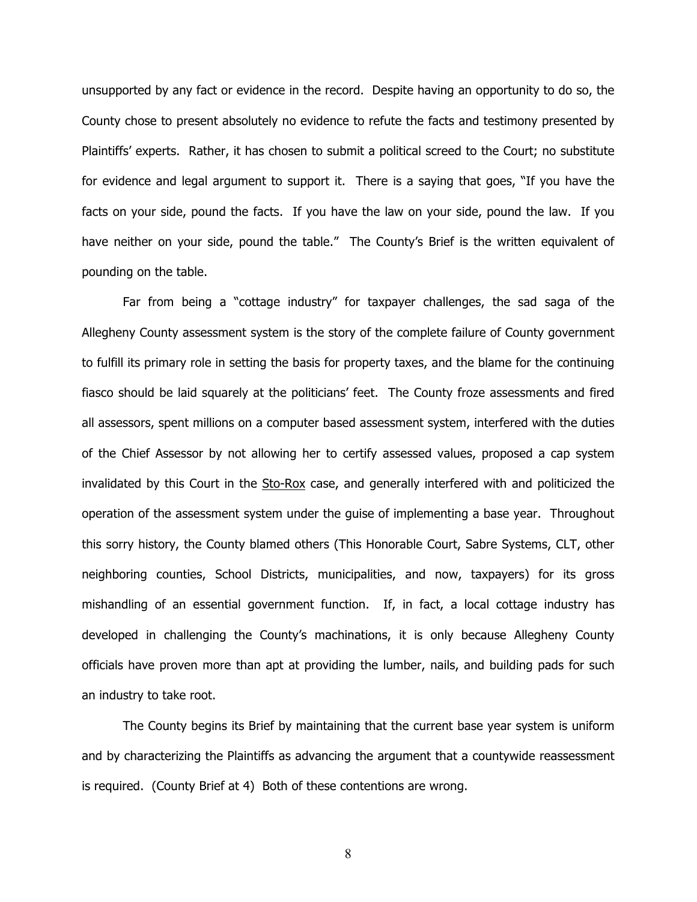unsupported by any fact or evidence in the record. Despite having an opportunity to do so, the County chose to present absolutely no evidence to refute the facts and testimony presented by Plaintiffs' experts. Rather, it has chosen to submit a political screed to the Court; no substitute for evidence and legal argument to support it. There is a saying that goes, "If you have the facts on your side, pound the facts. If you have the law on your side, pound the law. If you have neither on your side, pound the table." The County's Brief is the written equivalent of pounding on the table.

Far from being a "cottage industry" for taxpayer challenges, the sad saga of the Allegheny County assessment system is the story of the complete failure of County government to fulfill its primary role in setting the basis for property taxes, and the blame for the continuing fiasco should be laid squarely at the politicians' feet. The County froze assessments and fired all assessors, spent millions on a computer based assessment system, interfered with the duties of the Chief Assessor by not allowing her to certify assessed values, proposed a cap system invalidated by this Court in the Sto-Rox case, and generally interfered with and politicized the operation of the assessment system under the guise of implementing a base year. Throughout this sorry history, the County blamed others (This Honorable Court, Sabre Systems, CLT, other neighboring counties, School Districts, municipalities, and now, taxpayers) for its gross mishandling of an essential government function. If, in fact, a local cottage industry has developed in challenging the County's machinations, it is only because Allegheny County officials have proven more than apt at providing the lumber, nails, and building pads for such an industry to take root.

The County begins its Brief by maintaining that the current base year system is uniform and by characterizing the Plaintiffs as advancing the argument that a countywide reassessment is required. (County Brief at 4) Both of these contentions are wrong.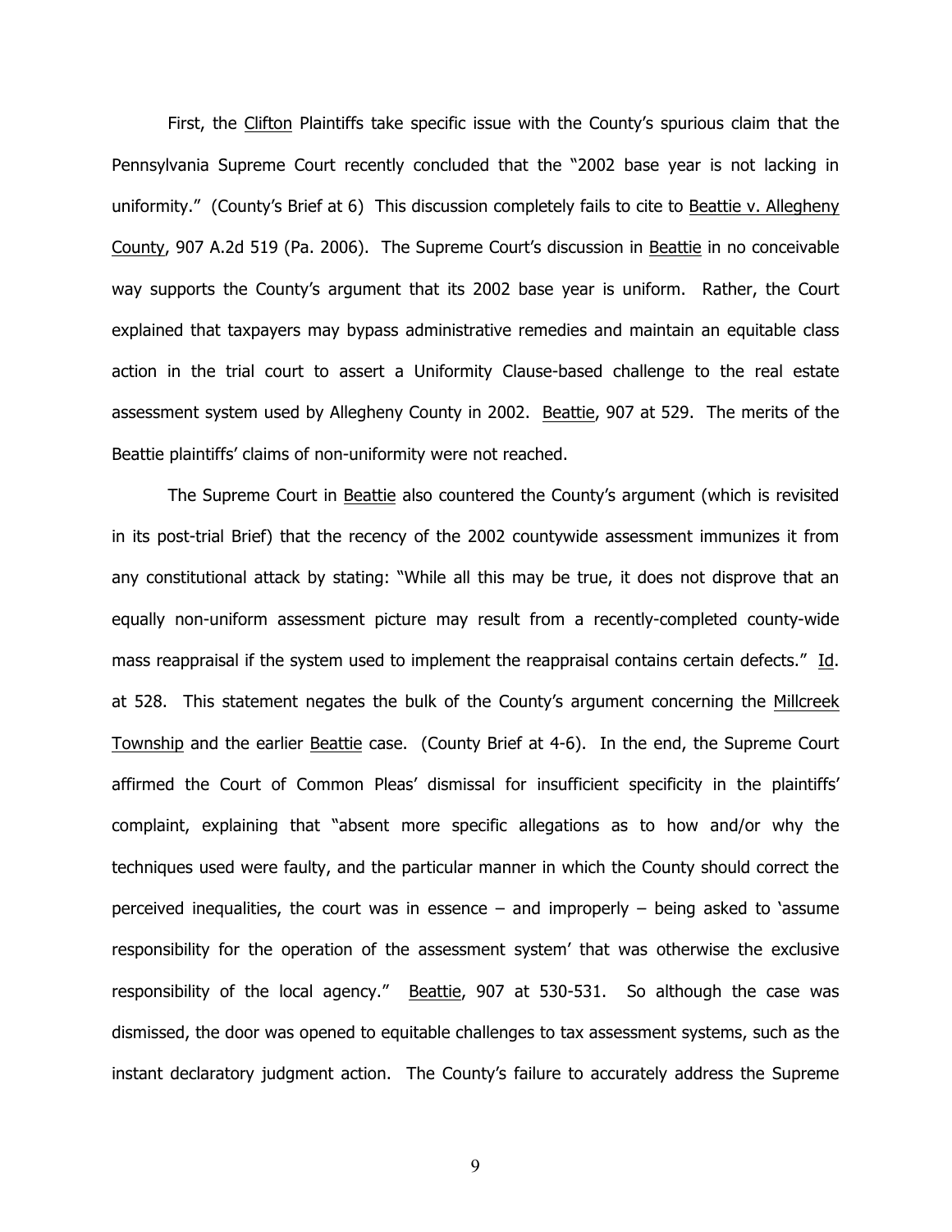First, the Clifton Plaintiffs take specific issue with the County's spurious claim that the Pennsylvania Supreme Court recently concluded that the "2002 base year is not lacking in uniformity." (County's Brief at 6) This discussion completely fails to cite to Beattie v. Allegheny County, 907 A.2d 519 (Pa. 2006). The Supreme Court's discussion in Beattie in no conceivable way supports the County's argument that its 2002 base year is uniform. Rather, the Court explained that taxpayers may bypass administrative remedies and maintain an equitable class action in the trial court to assert a Uniformity Clause-based challenge to the real estate assessment system used by Allegheny County in 2002. Beattie, 907 at 529. The merits of the Beattie plaintiffs' claims of non-uniformity were not reached.

The Supreme Court in Beattie also countered the County's argument (which is revisited in its post-trial Brief) that the recency of the 2002 countywide assessment immunizes it from any constitutional attack by stating: "While all this may be true, it does not disprove that an equally non-uniform assessment picture may result from a recently-completed county-wide mass reappraisal if the system used to implement the reappraisal contains certain defects." Id. at 528. This statement negates the bulk of the County's argument concerning the Millcreek Township and the earlier Beattie case. (County Brief at 4-6). In the end, the Supreme Court affirmed the Court of Common Pleas' dismissal for insufficient specificity in the plaintiffs' complaint, explaining that "absent more specific allegations as to how and/or why the techniques used were faulty, and the particular manner in which the County should correct the perceived inequalities, the court was in essence – and improperly – being asked to 'assume responsibility for the operation of the assessment system' that was otherwise the exclusive responsibility of the local agency." Beattie, 907 at 530-531. So although the case was dismissed, the door was opened to equitable challenges to tax assessment systems, such as the instant declaratory judgment action. The County's failure to accurately address the Supreme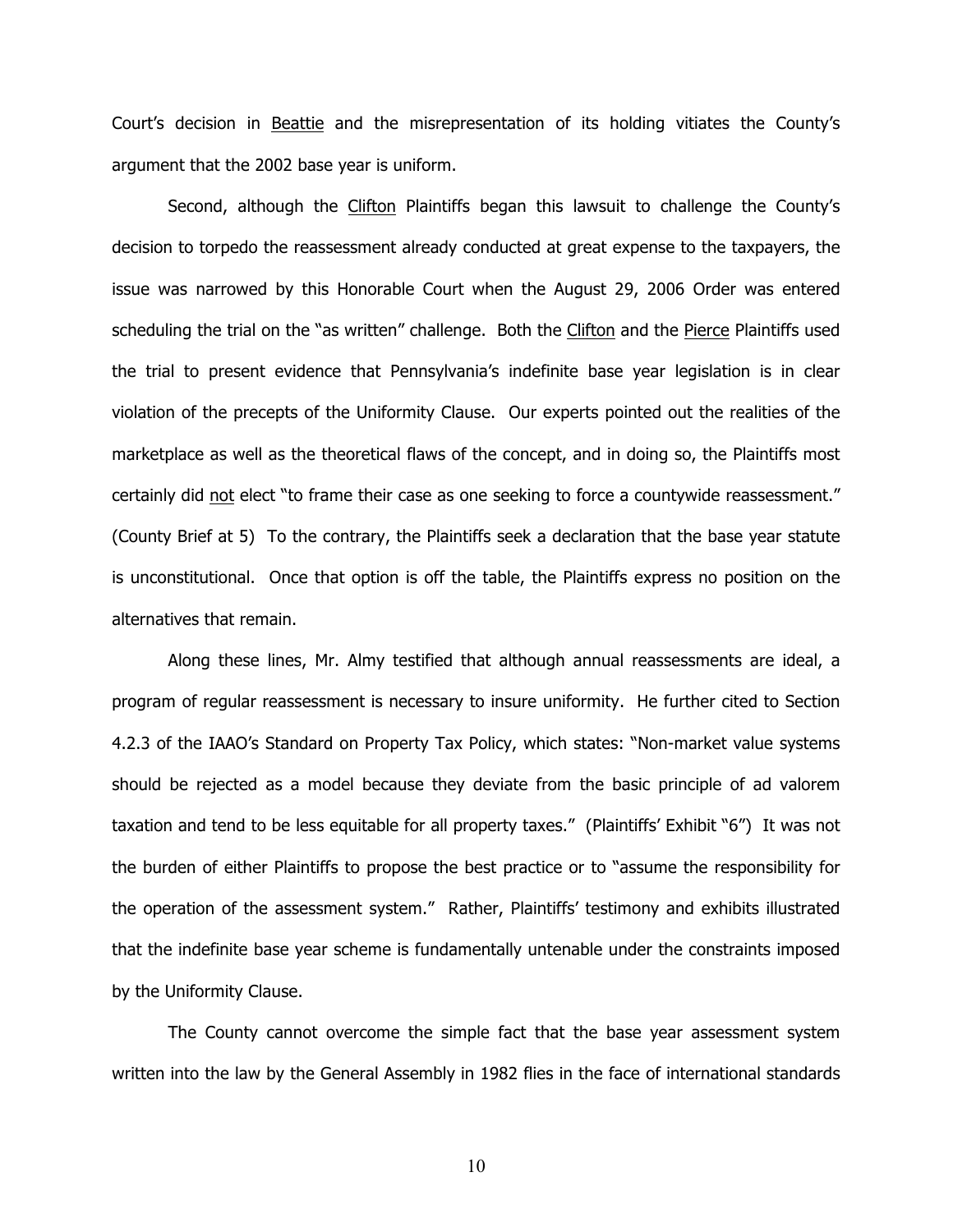Court's decision in Beattie and the misrepresentation of its holding vitiates the County's argument that the 2002 base year is uniform.

Second, although the Clifton Plaintiffs began this lawsuit to challenge the County's decision to torpedo the reassessment already conducted at great expense to the taxpayers, the issue was narrowed by this Honorable Court when the August 29, 2006 Order was entered scheduling the trial on the "as written" challenge. Both the Clifton and the Pierce Plaintiffs used the trial to present evidence that Pennsylvania's indefinite base year legislation is in clear violation of the precepts of the Uniformity Clause. Our experts pointed out the realities of the marketplace as well as the theoretical flaws of the concept, and in doing so, the Plaintiffs most certainly did not elect "to frame their case as one seeking to force a countywide reassessment." (County Brief at 5) To the contrary, the Plaintiffs seek a declaration that the base year statute is unconstitutional. Once that option is off the table, the Plaintiffs express no position on the alternatives that remain.

Along these lines, Mr. Almy testified that although annual reassessments are ideal, a program of regular reassessment is necessary to insure uniformity. He further cited to Section 4.2.3 of the IAAO's Standard on Property Tax Policy, which states: "Non-market value systems should be rejected as a model because they deviate from the basic principle of ad valorem taxation and tend to be less equitable for all property taxes." (Plaintiffs' Exhibit "6") It was not the burden of either Plaintiffs to propose the best practice or to "assume the responsibility for the operation of the assessment system." Rather, Plaintiffs' testimony and exhibits illustrated that the indefinite base year scheme is fundamentally untenable under the constraints imposed by the Uniformity Clause.

The County cannot overcome the simple fact that the base year assessment system written into the law by the General Assembly in 1982 flies in the face of international standards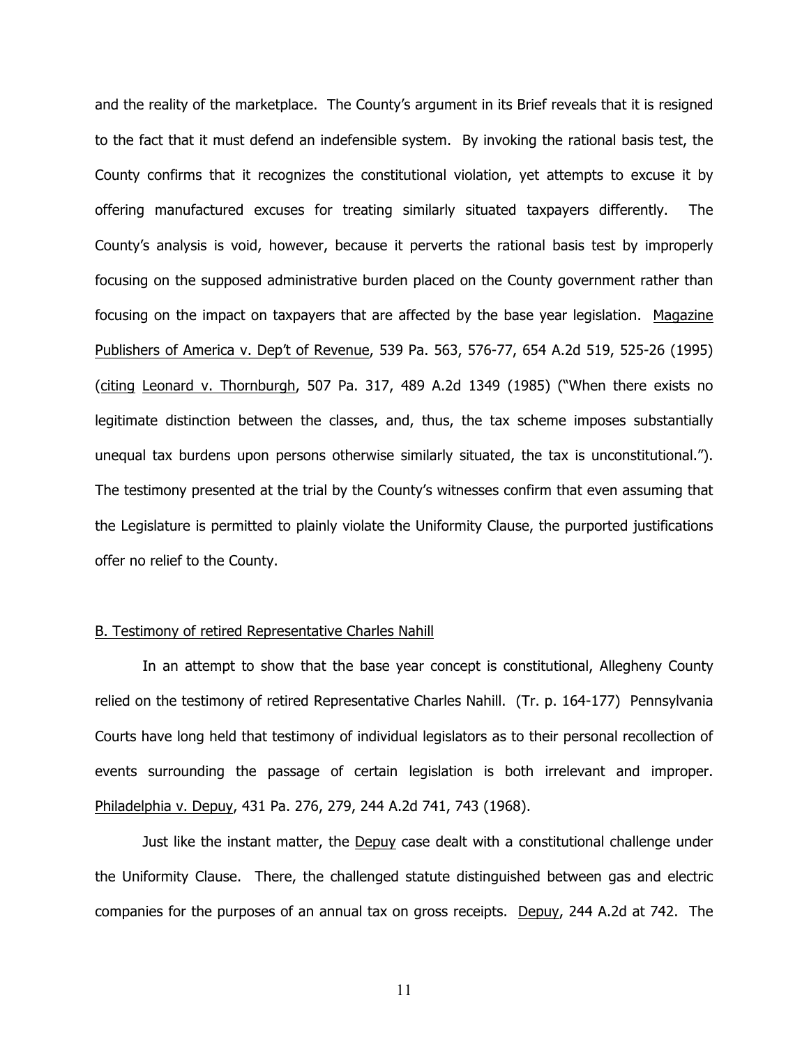and the reality of the marketplace. The County's argument in its Brief reveals that it is resigned to the fact that it must defend an indefensible system. By invoking the rational basis test, the County confirms that it recognizes the constitutional violation, yet attempts to excuse it by offering manufactured excuses for treating similarly situated taxpayers differently. The County's analysis is void, however, because it perverts the rational basis test by improperly focusing on the supposed administrative burden placed on the County government rather than focusing on the impact on taxpayers that are affected by the base year legislation. Magazine Publishers of America v. Dep't of Revenue, 539 Pa. 563, 576-77, 654 A.2d 519, 525-26 (1995) (citing Leonard v. Thornburgh, 507 Pa. 317, 489 A.2d 1349 (1985) ("When there exists no legitimate distinction between the classes, and, thus, the tax scheme imposes substantially unequal tax burdens upon persons otherwise similarly situated, the tax is unconstitutional."). The testimony presented at the trial by the County's witnesses confirm that even assuming that the Legislature is permitted to plainly violate the Uniformity Clause, the purported justifications offer no relief to the County.

## B. Testimony of retired Representative Charles Nahill

In an attempt to show that the base year concept is constitutional, Allegheny County relied on the testimony of retired Representative Charles Nahill. (Tr. p. 164-177) Pennsylvania Courts have long held that testimony of individual legislators as to their personal recollection of events surrounding the passage of certain legislation is both irrelevant and improper. Philadelphia v. Depuy, 431 Pa. 276, 279, 244 A.2d 741, 743 (1968).

Just like the instant matter, the Depuy case dealt with a constitutional challenge under the Uniformity Clause. There, the challenged statute distinguished between gas and electric companies for the purposes of an annual tax on gross receipts. Depuy, 244 A.2d at 742. The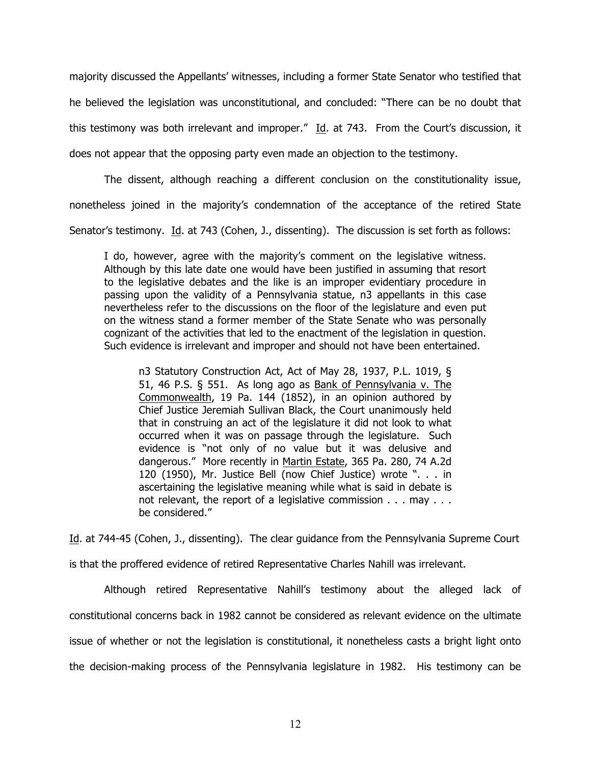majority discussed the Appellants' witnesses, including a former State Senator who testified that he believed the legislation was unconstitutional, and concluded: "There can be no doubt that this testimony was both irrelevant and improper." Id. at 743. From the Court's discussion, it does not appear that the opposing party even made an objection to the testimony.

The dissent, although reaching a different conclusion on the constitutionality issue, nonetheless joined in the majority's condemnation of the acceptance of the retired State Senator's testimony. Id. at 743 (Cohen, J., dissenting). The discussion is set forth as follows:

> I do, however, agree with the majority's comment on the legislative witness. Although by this late date one would have been justified in assuming that resort to the legislative debates and the like is an improper evidentiary procedure in passing upon the validity of a Pennsylvania statue, n3 appellants in this case nevertheless refer to the discussions on the floor of the legislature and even put on the witness stand a former member of the State Senate who was personally cognizant of the activities that led to the enactment of the legislation in question. Such evidence is irrelevant and improper and should not have been entertained.
>
> > n3 Statutory Construction Act, Act of May 28, 1937, P.L. 1019, § 51, 46 P.S. § 551. As long ago as Bank of Pennsylvania v. The Commonwealth, 19 Pa. 144 (1852), in an opinion authored by Chief Justice Jeremiah Sullivan Black, the Court unanimously held that in construing an act of the legislature it did not look to what occurred when it was on passage through the legislature. Such evidence is "not only of no value but it was delusive and dangerous." More recently in Martin Estate, 365 Pa. 280, 74 A.2d 120 (1950), Mr. Justice Bell (now Chief Justice) wrote ". . . in ascertaining the legislative meaning while what is said in debate is not relevant, the report of a legislative commission . . . may . . . be considered."

Id. at 744-45 (Cohen, J., dissenting). The clear guidance from the Pennsylvania Supreme Court is that the proffered evidence of retired Representative Charles Nahill was irrelevant.

Although retired Representative Nahill's testimony about the alleged lack of constitutional concerns back in 1982 cannot be considered as relevant evidence on the ultimate issue of whether or not the legislation is constitutional, it nonetheless casts a bright light onto the decision-making process of the Pennsylvania legislature in 1982. His testimony can be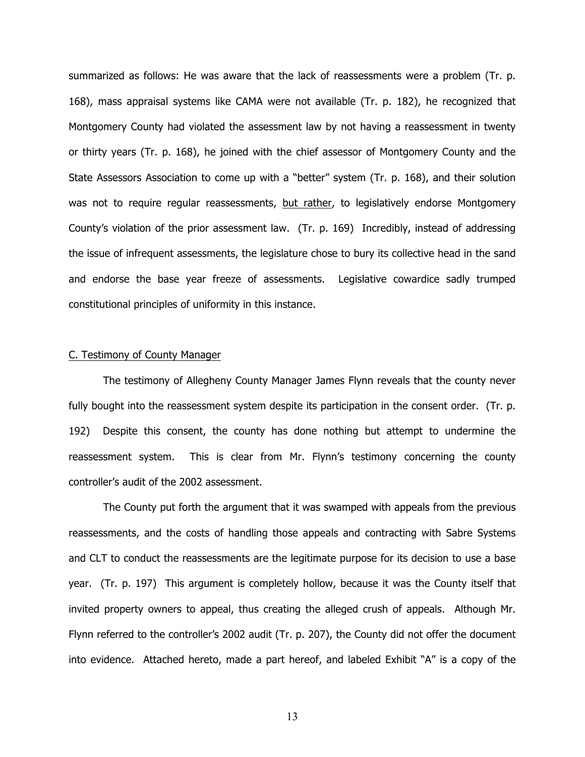summarized as follows: He was aware that the lack of reassessments were a problem (Tr. p. 168), mass appraisal systems like CAMA were not available (Tr. p. 182), he recognized that Montgomery County had violated the assessment law by not having a reassessment in twenty or thirty years (Tr. p. 168), he joined with the chief assessor of Montgomery County and the State Assessors Association to come up with a "better" system (Tr. p. 168), and their solution was not to require regular reassessments, <u>but rather</u>, to legislatively endorse Montgomery County's violation of the prior assessment law. (Tr. p. 169) Incredibly, instead of addressing the issue of infrequent assessments, the legislature chose to bury its collective head in the sand and endorse the base year freeze of assessments. Legislative cowardice sadly trumped constitutional principles of uniformity in this instance.

<u>C. Testimony of County Manager</u>

The testimony of Allegheny County Manager James Flynn reveals that the county never fully bought into the reassessment system despite its participation in the consent order. (Tr. p. 192) Despite this consent, the county has done nothing but attempt to undermine the reassessment system. This is clear from Mr. Flynn's testimony concerning the county controller's audit of the 2002 assessment.

The County put forth the argument that it was swamped with appeals from the previous reassessments, and the costs of handling those appeals and contracting with Sabre Systems and CLT to conduct the reassessments are the legitimate purpose for its decision to use a base year. (Tr. p. 197) This argument is completely hollow, because it was the County itself that invited property owners to appeal, thus creating the alleged crush of appeals. Although Mr. Flynn referred to the controller's 2002 audit (Tr. p. 207), the County did not offer the document into evidence. Attached hereto, made a part hereof, and labeled Exhibit "A" is a copy of the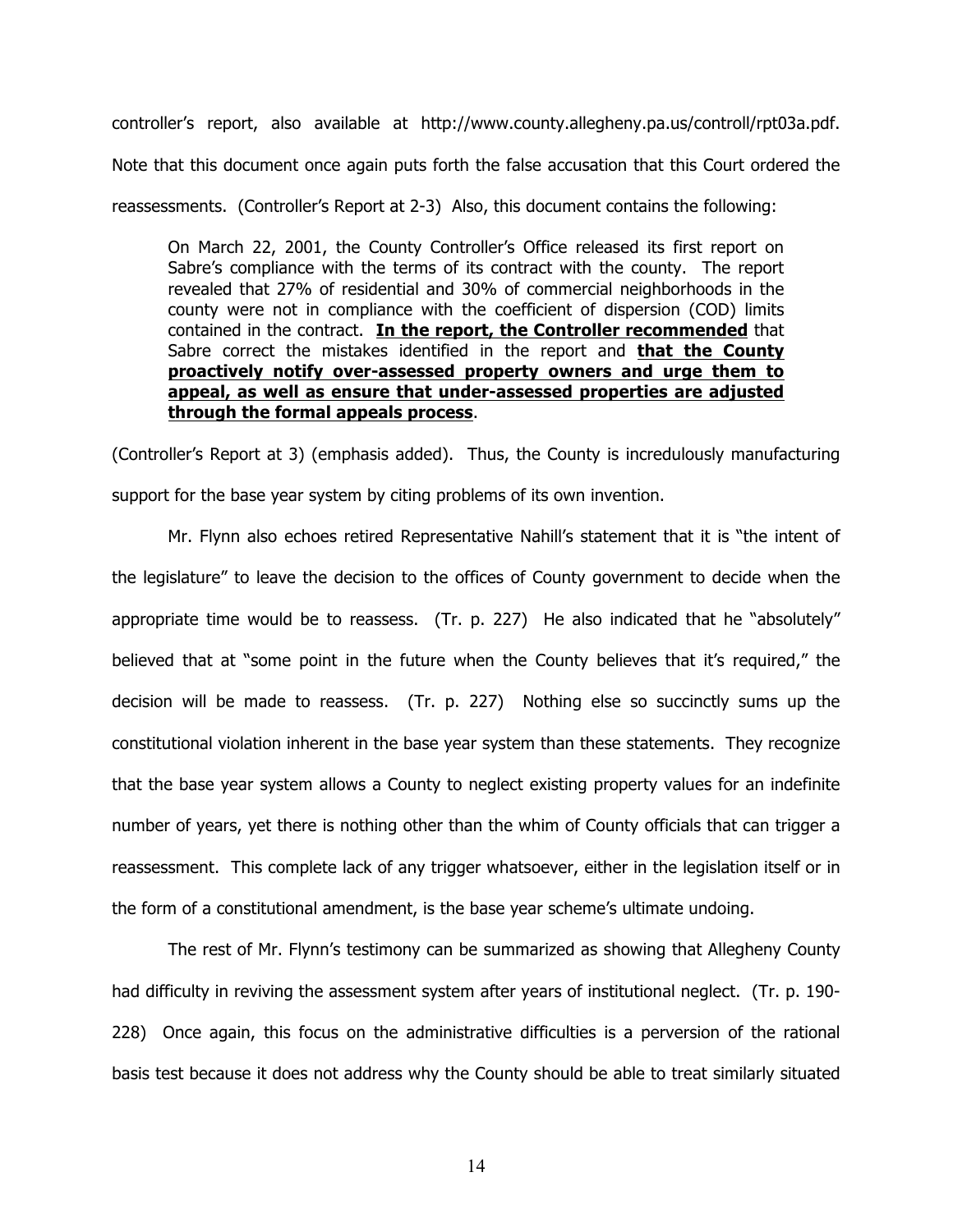controller's report, also available at http://www.county.allegheny.pa.us/controll/rpt03a.pdf. Note that this document once again puts forth the false accusation that this Court ordered the reassessments. (Controller's Report at 2-3) Also, this document contains the following:

> On March 22, 2001, the County Controller's Office released its first report on Sabre's compliance with the terms of its contract with the county. The report revealed that 27% of residential and 30% of commercial neighborhoods in the county were not in compliance with the coefficient of dispersion (COD) limits contained in the contract. **<u>In the report, the Controller recommended</u>** that Sabre correct the mistakes identified in the report and **<u>that the County proactively notify over-assessed property owners and urge them to appeal, as well as ensure that under-assessed properties are adjusted through the formal appeals process</u>**.

(Controller's Report at 3) (emphasis added). Thus, the County is incredulously manufacturing support for the base year system by citing problems of its own invention.

Mr. Flynn also echoes retired Representative Nahill's statement that it is "the intent of the legislature" to leave the decision to the offices of County government to decide when the appropriate time would be to reassess. (Tr. p. 227) He also indicated that he "absolutely" believed that at "some point in the future when the County believes that it's required," the decision will be made to reassess. (Tr. p. 227) Nothing else so succinctly sums up the constitutional violation inherent in the base year system than these statements. They recognize that the base year system allows a County to neglect existing property values for an indefinite number of years, yet there is nothing other than the whim of County officials that can trigger a reassessment. This complete lack of any trigger whatsoever, either in the legislation itself or in the form of a constitutional amendment, is the base year scheme's ultimate undoing.

The rest of Mr. Flynn's testimony can be summarized as showing that Allegheny County had difficulty in reviving the assessment system after years of institutional neglect. (Tr. p. 190-228) Once again, this focus on the administrative difficulties is a perversion of the rational basis test because it does not address why the County should be able to treat similarly situated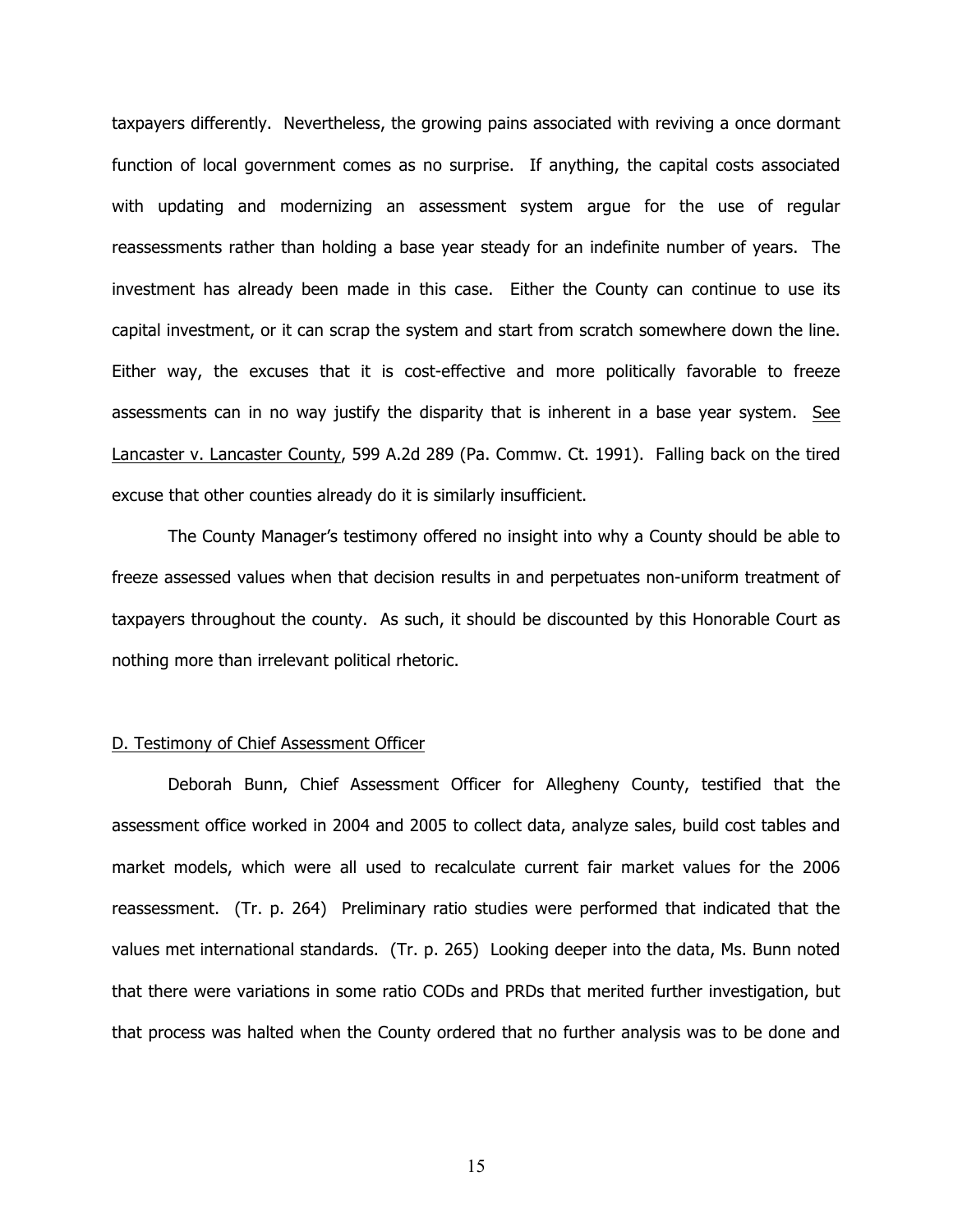taxpayers differently. Nevertheless, the growing pains associated with reviving a once dormant function of local government comes as no surprise. If anything, the capital costs associated with updating and modernizing an assessment system argue for the use of regular reassessments rather than holding a base year steady for an indefinite number of years. The investment has already been made in this case. Either the County can continue to use its capital investment, or it can scrap the system and start from scratch somewhere down the line. Either way, the excuses that it is cost-effective and more politically favorable to freeze assessments can in no way justify the disparity that is inherent in a base year system. See Lancaster v. Lancaster County, 599 A.2d 289 (Pa. Commw. Ct. 1991). Falling back on the tired excuse that other counties already do it is similarly insufficient.

The County Manager's testimony offered no insight into why a County should be able to freeze assessed values when that decision results in and perpetuates non-uniform treatment of taxpayers throughout the county. As such, it should be discounted by this Honorable Court as nothing more than irrelevant political rhetoric.

D. Testimony of Chief Assessment Officer

Deborah Bunn, Chief Assessment Officer for Allegheny County, testified that the assessment office worked in 2004 and 2005 to collect data, analyze sales, build cost tables and market models, which were all used to recalculate current fair market values for the 2006 reassessment. (Tr. p. 264) Preliminary ratio studies were performed that indicated that the values met international standards. (Tr. p. 265) Looking deeper into the data, Ms. Bunn noted that there were variations in some ratio CODs and PRDs that merited further investigation, but that process was halted when the County ordered that no further analysis was to be done and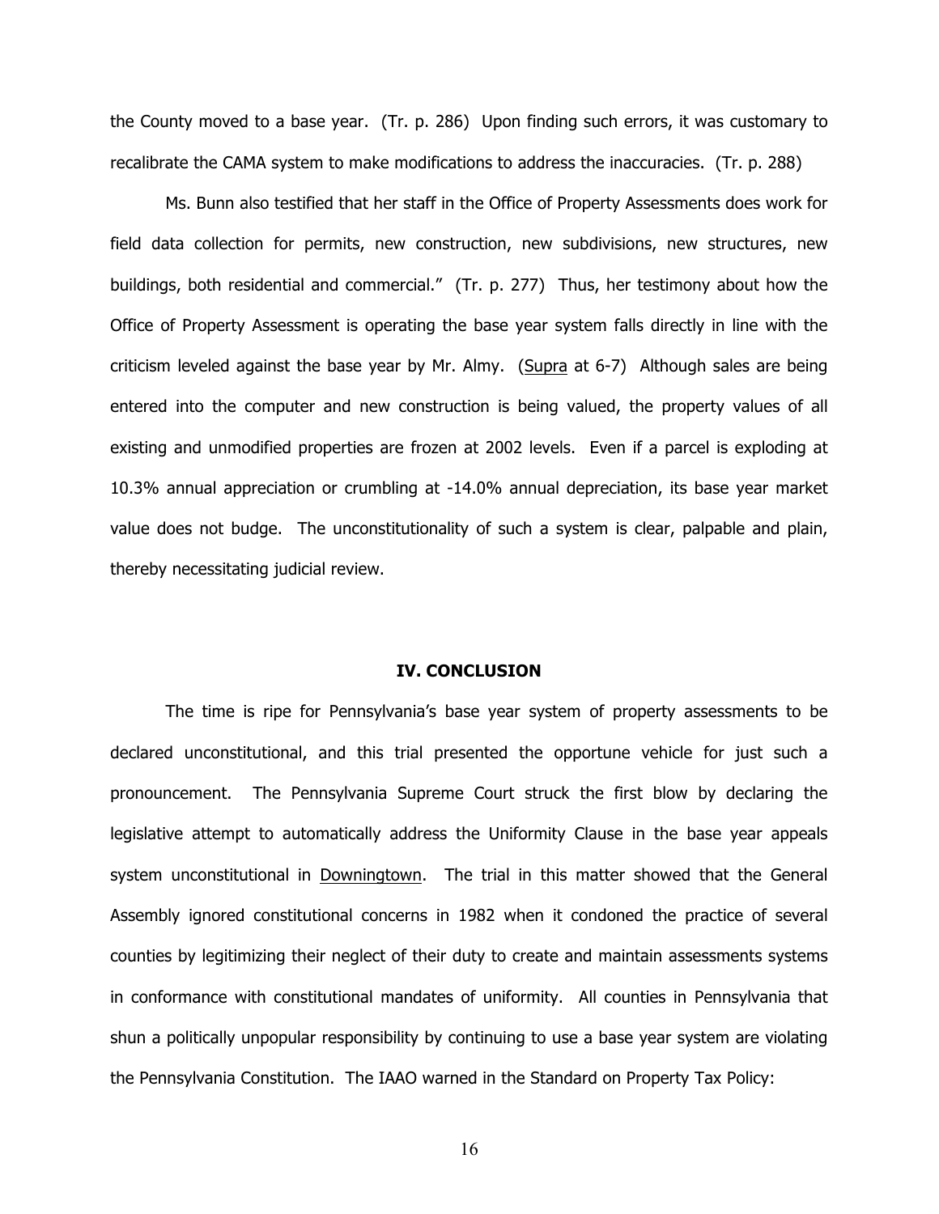the County moved to a base year. (Tr. p. 286) Upon finding such errors, it was customary to recalibrate the CAMA system to make modifications to address the inaccuracies. (Tr. p. 288)

Ms. Bunn also testified that her staff in the Office of Property Assessments does work for field data collection for permits, new construction, new subdivisions, new structures, new buildings, both residential and commercial." (Tr. p. 277) Thus, her testimony about how the Office of Property Assessment is operating the base year system falls directly in line with the criticism leveled against the base year by Mr. Almy. (Supra at 6-7) Although sales are being entered into the computer and new construction is being valued, the property values of all existing and unmodified properties are frozen at 2002 levels. Even if a parcel is exploding at 10.3% annual appreciation or crumbling at -14.0% annual depreciation, its base year market value does not budge. The unconstitutionality of such a system is clear, palpable and plain, thereby necessitating judicial review.

## IV. CONCLUSION

The time is ripe for Pennsylvania's base year system of property assessments to be declared unconstitutional, and this trial presented the opportune vehicle for just such a pronouncement. The Pennsylvania Supreme Court struck the first blow by declaring the legislative attempt to automatically address the Uniformity Clause in the base year appeals system unconstitutional in Downingtown. The trial in this matter showed that the General Assembly ignored constitutional concerns in 1982 when it condoned the practice of several counties by legitimizing their neglect of their duty to create and maintain assessments systems in conformance with constitutional mandates of uniformity. All counties in Pennsylvania that shun a politically unpopular responsibility by continuing to use a base year system are violating the Pennsylvania Constitution. The IAAO warned in the Standard on Property Tax Policy: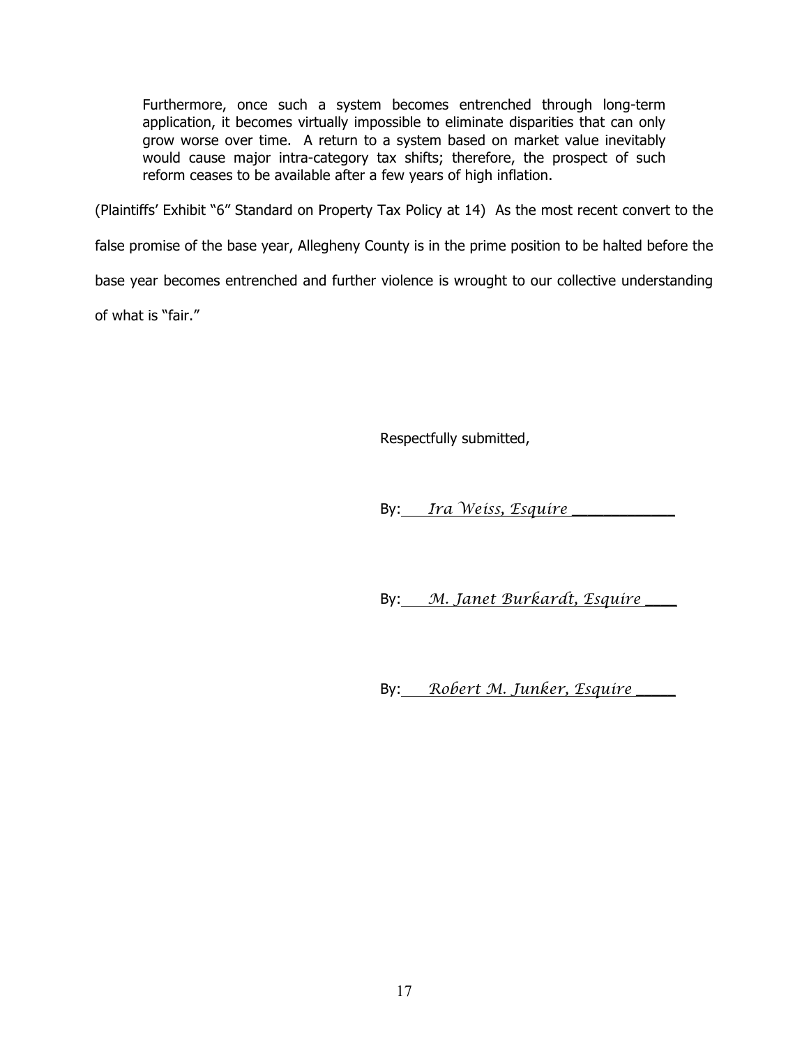> Furthermore, once such a system becomes entrenched through long-term application, it becomes virtually impossible to eliminate disparities that can only grow worse over time. A return to a system based on market value inevitably would cause major intra-category tax shifts; therefore, the prospect of such reform ceases to be available after a few years of high inflation.

(Plaintiffs' Exhibit "6" Standard on Property Tax Policy at 14) As the most recent convert to the false promise of the base year, Allegheny County is in the prime position to be halted before the base year becomes entrenched and further violence is wrought to our collective understanding of what is "fair."

Respectfully submitted,

By: *Ira Weiss, Esquire*

By: *M. Janet Burkardt, Esquire*

By: *Robert M. Junker, Esquire*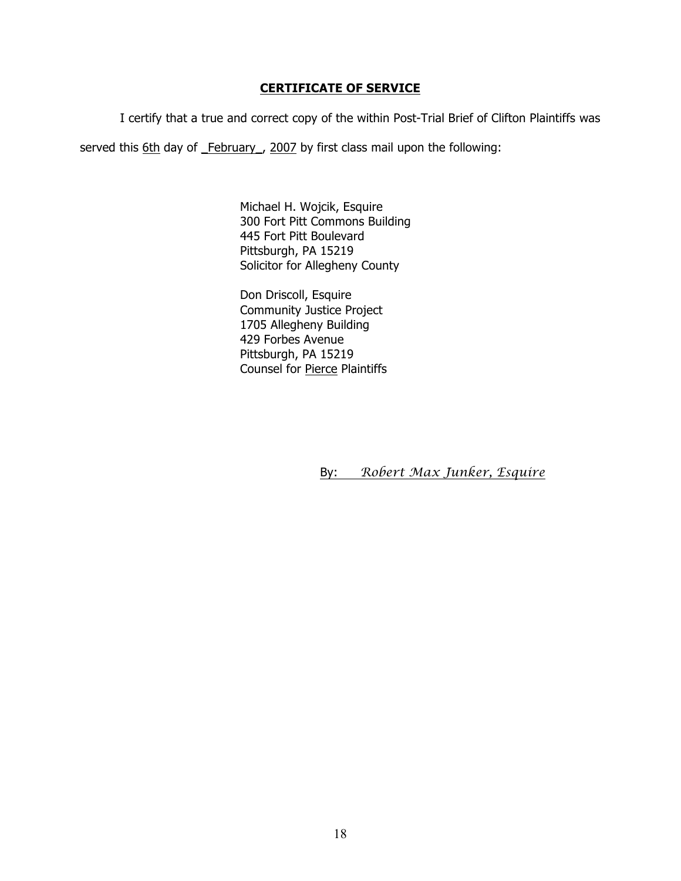**CERTIFICATE OF SERVICE**

I certify that a true and correct copy of the within Post-Trial Brief of Clifton Plaintiffs was served this 6th day of _February_, 2007 by first class mail upon the following:

Michael H. Wojcik, Esquire
300 Fort Pitt Commons Building
445 Fort Pitt Boulevard
Pittsburgh, PA 15219
Solicitor for Allegheny County

Don Driscoll, Esquire
Community Justice Project
1705 Allegheny Building
429 Forbes Avenue
Pittsburgh, PA 15219
Counsel for Pierce Plaintiffs

By: *Robert Max Junker, Esquire*